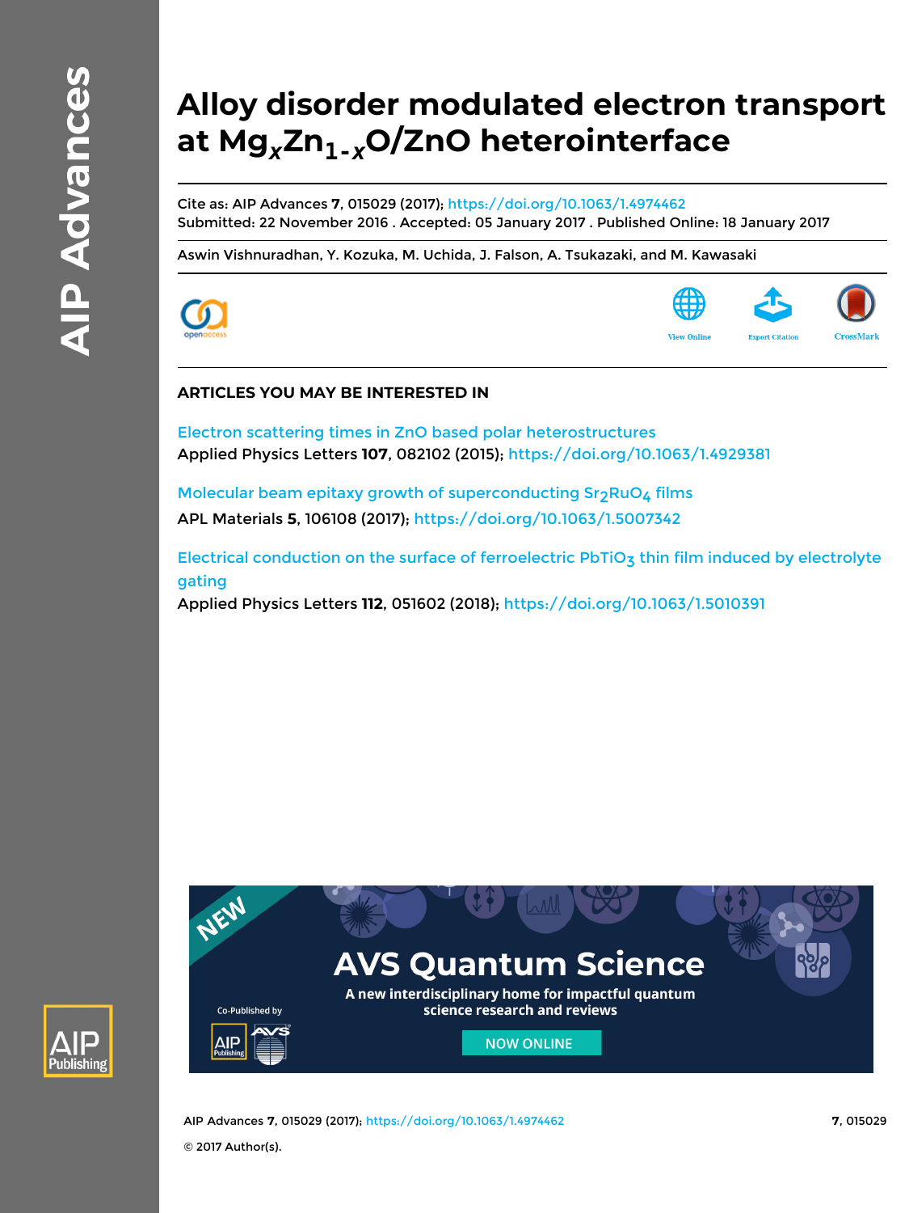# Alloy disorder modulated electron transport at $Mg_xZn_{1-x}O$/ZnO heterointerface

Cite as: AIP Advances **7**, 015029 (2017); https://doi.org/10.1063/1.4974462
Submitted: 22 November 2016 . Accepted: 05 January 2017 . Published Online: 18 January 2017

Aswin Vishnuradhan, Y. Kozuka, M. Uchida, J. Falson, A. Tsukazaki, and M. Kawasaki

## ARTICLES YOU MAY BE INTERESTED IN

Electron scattering times in ZnO based polar heterostructures
Applied Physics Letters **107**, 082102 (2015); https://doi.org/10.1063/1.4929381

Molecular beam epitaxy growth of superconducting $Sr_2RuO_4$ films
APL Materials **5**, 106108 (2017); https://doi.org/10.1063/1.5007342

Electrical conduction on the surface of ferroelectric $PbTiO_3$ thin film induced by electrolyte gating
Applied Physics Letters **112**, 051602 (2018); https://doi.org/10.1063/1.5010391

© 2017 Author(s).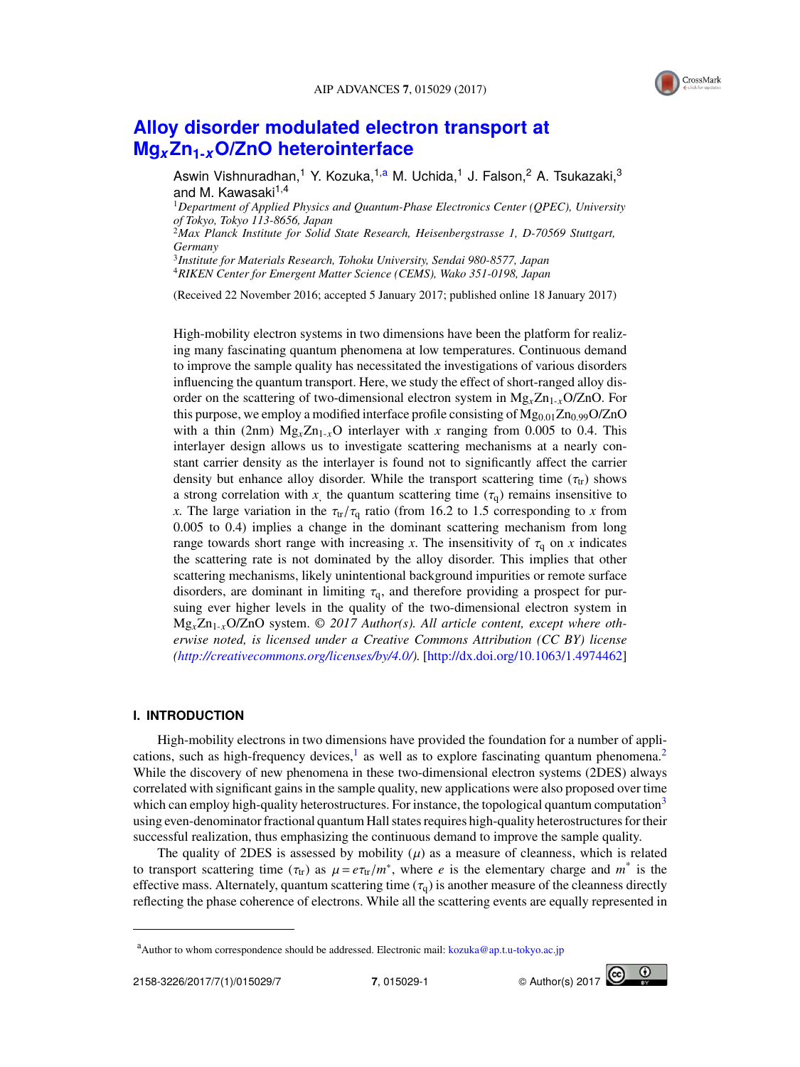# Alloy disorder modulated electron transport at $Mg_xZn_{1-x}O$/ZnO heterointerface

Aswin Vishnuradhan,[1] Y. Kozuka,[1,a] M. Uchida,[1] J. Falson,[2] A. Tsukazaki,[3] and M. Kawasaki[1,4]

[1]*Department of Applied Physics and Quantum-Phase Electronics Center (QPEC), University of Tokyo, Tokyo 113-8656, Japan*
[2]*Max Planck Institute for Solid State Research, Heisenbergstrasse 1, D-70569 Stuttgart, Germany*
[3]*Institute for Materials Research, Tohoku University, Sendai 980-8577, Japan*
[4]*RIKEN Center for Emergent Matter Science (CEMS), Wako 351-0198, Japan*

(Received 22 November 2016; accepted 5 January 2017; published online 18 January 2017)

High-mobility electron systems in two dimensions have been the platform for realizing many fascinating quantum phenomena at low temperatures. Continuous demand to improve the sample quality has necessitated the investigations of various disorders influencing the quantum transport. Here, we study the effect of short-ranged alloy disorder on the scattering of two-dimensional electron system in $Mg_xZn_{1-x}O$/ZnO. For this purpose, we employ a modified interface profile consisting of $Mg_{0.01}Zn_{0.99}O$/ZnO with a thin (2nm) $Mg_xZn_{1-x}O$ interlayer with $x$ ranging from 0.005 to 0.4. This interlayer design allows us to investigate scattering mechanisms at a nearly constant carrier density as the interlayer is found not to significantly affect the carrier density but enhance alloy disorder. While the transport scattering time ($\tau_{tr}$) shows a strong correlation with $x$, the quantum scattering time ($\tau_q$) remains insensitive to $x$. The large variation in the $\tau_{tr}/\tau_q$ ratio (from 16.2 to 1.5 corresponding to $x$ from 0.005 to 0.4) implies a change in the dominant scattering mechanism from long range towards short range with increasing $x$. The insensitivity of $\tau_q$ on $x$ indicates the scattering rate is not dominated by the alloy disorder. This implies that other scattering mechanisms, likely unintentional background impurities or remote surface disorders, are dominant in limiting $\tau_q$, and therefore providing a prospect for pursuing ever higher levels in the quality of the two-dimensional electron system in $Mg_xZn_{1-x}O$/ZnO system. © *2017 Author(s). All article content, except where otherwise noted, is licensed under a Creative Commons Attribution (CC BY) license (http://creativecommons.org/licenses/by/4.0/).* [http://dx.doi.org/10.1063/1.4974462]

## I. INTRODUCTION

High-mobility electrons in two dimensions have provided the foundation for a number of applications, such as high-frequency devices,[1] as well as to explore fascinating quantum phenomena.[2] While the discovery of new phenomena in these two-dimensional electron systems (2DES) always correlated with significant gains in the sample quality, new applications were also proposed over time which can employ high-quality heterostructures. For instance, the topological quantum computation[3] using even-denominator fractional quantum Hall states requires high-quality heterostructures for their successful realization, thus emphasizing the continuous demand to improve the sample quality.

The quality of 2DES is assessed by mobility ($\mu$) as a measure of cleanness, which is related to transport scattering time ($\tau_{tr}$) as $\mu = e\tau_{tr}/m^*$, where $e$ is the elementary charge and $m^*$ is the effective mass. Alternately, quantum scattering time ($\tau_q$) is another measure of the cleanness directly reflecting the phase coherence of electrons. While all the scattering events are equally represented in

[a]Author to whom correspondence should be addressed. Electronic mail: kozuka@ap.t.u-tokyo.ac.jp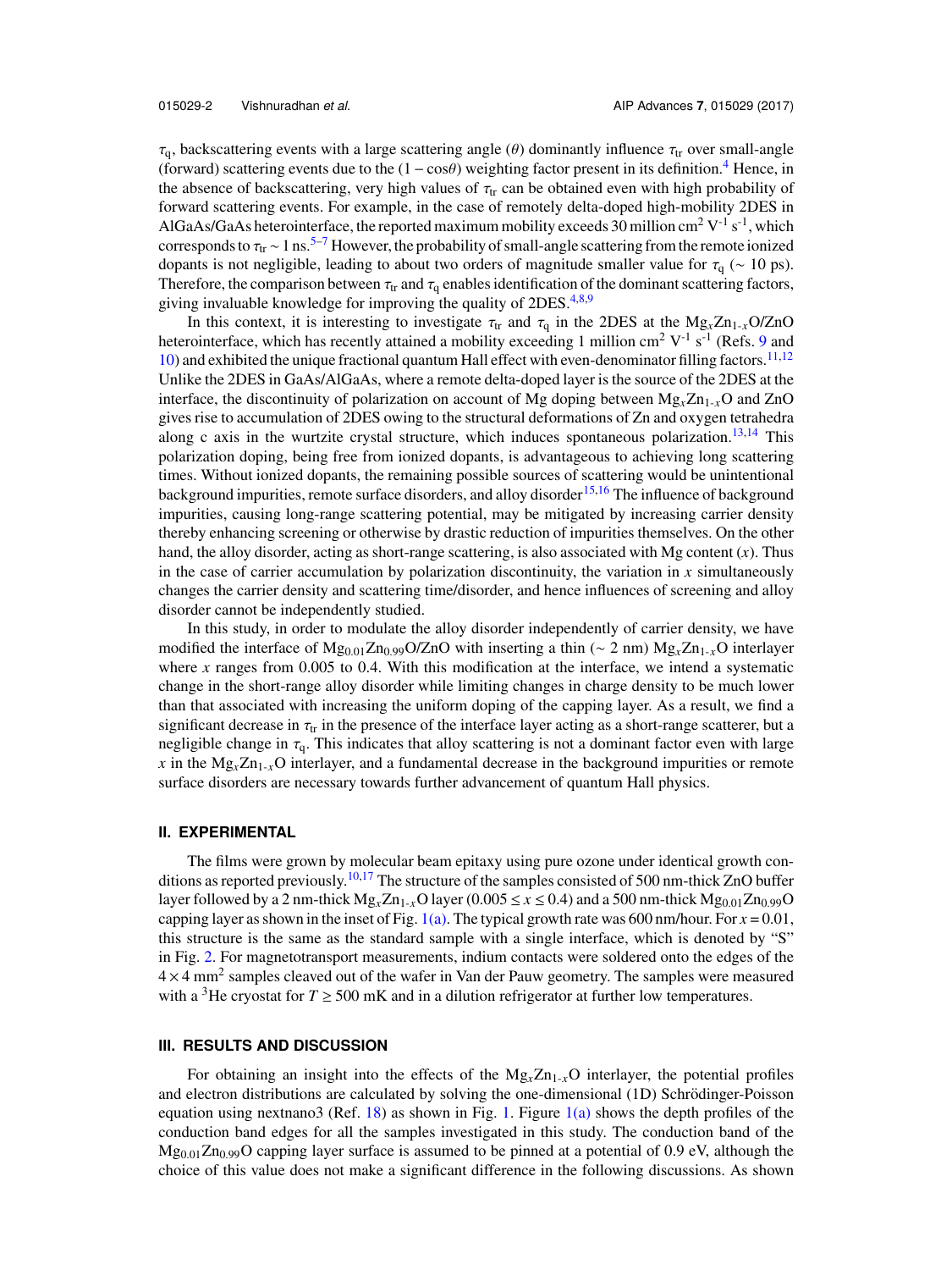$\tau_q$, backscattering events with a large scattering angle ($\theta$) dominantly influence $\tau_{tr}$ over small-angle (forward) scattering events due to the $(1 - \cos\theta)$ weighting factor present in its definition.[4] Hence, in the absence of backscattering, very high values of $\tau_{tr}$ can be obtained even with high probability of forward scattering events. For example, in the case of remotely delta-doped high-mobility 2DES in AlGaAs/GaAs heterointerface, the reported maximum mobility exceeds 30 million cm$^2$ V$^{-1}$ s$^{-1}$, which corresponds to $\tau_{tr} \sim 1$ ns.[5–7] However, the probability of small-angle scattering from the remote ionized dopants is not negligible, leading to about two orders of magnitude smaller value for $\tau_q$ ($\sim$ 10 ps). Therefore, the comparison between $\tau_{tr}$ and $\tau_q$ enables identification of the dominant scattering factors, giving invaluable knowledge for improving the quality of 2DES.[4,8,9]

In this context, it is interesting to investigate $\tau_{tr}$ and $\tau_q$ in the 2DES at the $Mg_xZn_{1-x}O$/ZnO heterointerface, which has recently attained a mobility exceeding 1 million cm$^2$ V$^{-1}$ s$^{-1}$ (Refs. 9 and 10) and exhibited the unique fractional quantum Hall effect with even-denominator filling factors.[11,12] Unlike the 2DES in GaAs/AlGaAs, where a remote delta-doped layer is the source of the 2DES at the interface, the discontinuity of polarization on account of Mg doping between $Mg_xZn_{1-x}O$ and ZnO gives rise to accumulation of 2DES owing to the structural deformations of Zn and oxygen tetrahedra along c axis in the wurtzite crystal structure, which induces spontaneous polarization.[13,14] This polarization doping, being free from ionized dopants, is advantageous to achieving long scattering times. Without ionized dopants, the remaining possible sources of scattering would be unintentional background impurities, remote surface disorders, and alloy disorder[15,16] The influence of background impurities, causing long-range scattering potential, may be mitigated by increasing carrier density thereby enhancing screening or otherwise by drastic reduction of impurities themselves. On the other hand, the alloy disorder, acting as short-range scattering, is also associated with Mg content ($x$). Thus in the case of carrier accumulation by polarization discontinuity, the variation in $x$ simultaneously changes the carrier density and scattering time/disorder, and hence influences of screening and alloy disorder cannot be independently studied.

In this study, in order to modulate the alloy disorder independently of carrier density, we have modified the interface of $Mg_{0.01}Zn_{0.99}O$/ZnO with inserting a thin ($\sim$ 2 nm) $Mg_xZn_{1-x}O$ interlayer where $x$ ranges from 0.005 to 0.4. With this modification at the interface, we intend a systematic change in the short-range alloy disorder while limiting changes in charge density to be much lower than that associated with increasing the uniform doping of the capping layer. As a result, we find a significant decrease in $\tau_{tr}$ in the presence of the interface layer acting as a short-range scatterer, but a negligible change in $\tau_q$. This indicates that alloy scattering is not a dominant factor even with large $x$ in the $Mg_xZn_{1-x}O$ interlayer, and a fundamental decrease in the background impurities or remote surface disorders are necessary towards further advancement of quantum Hall physics.

## II. EXPERIMENTAL

The films were grown by molecular beam epitaxy using pure ozone under identical growth conditions as reported previously.[10,17] The structure of the samples consisted of 500 nm-thick ZnO buffer layer followed by a 2 nm-thick $Mg_xZn_{1-x}O$ layer ($0.005 \le x \le 0.4$) and a 500 nm-thick $Mg_{0.01}Zn_{0.99}O$ capping layer as shown in the inset of Fig. 1(a). The typical growth rate was 600 nm/hour. For $x = 0.01$, this structure is the same as the standard sample with a single interface, which is denoted by "S" in Fig. 2. For magnetotransport measurements, indium contacts were soldered onto the edges of the $4 \times 4$ mm$^2$ samples cleaved out of the wafer in Van der Pauw geometry. The samples were measured with a $^3$He cryostat for $T \ge 500$ mK and in a dilution refrigerator at further low temperatures.

## III. RESULTS AND DISCUSSION

For obtaining an insight into the effects of the $Mg_xZn_{1-x}O$ interlayer, the potential profiles and electron distributions are calculated by solving the one-dimensional (1D) Schrödinger-Poisson equation using nextnano3 (Ref. 18) as shown in Fig. 1. Figure 1(a) shows the depth profiles of the conduction band edges for all the samples investigated in this study. The conduction band of the $Mg_{0.01}Zn_{0.99}O$ capping layer surface is assumed to be pinned at a potential of 0.9 eV, although the choice of this value does not make a significant difference in the following discussions. As shown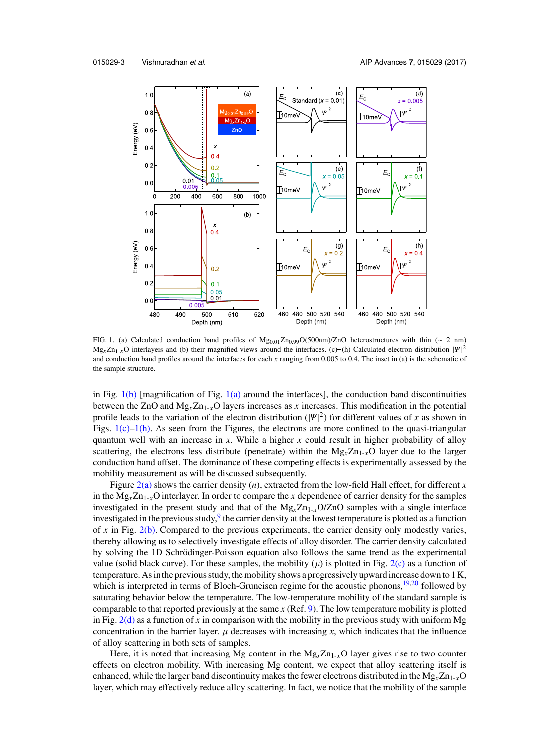FIG. 1. (a) Calculated conduction band profiles of $Mg_{0.01}Zn_{0.99}O$(500nm)/ZnO heterostructures with thin (∼ 2 nm) $Mg_xZn_{1-x}O$ interlayers and (b) their magnified views around the interfaces. (c)–(h) Calculated electron distribution $|\Psi|^2$ and conduction band profiles around the interfaces for each $x$ ranging from 0.005 to 0.4. The inset in (a) is the schematic of the sample structure.

in Fig. 1(b) [magnification of Fig. 1(a) around the interfaces], the conduction band discontinuities between the ZnO and $Mg_xZn_{1-x}O$ layers increases as $x$ increases. This modification in the potential profile leads to the variation of the electron distribution ($|\Psi|^2$) for different values of $x$ as shown in Figs. 1(c)–1(h). As seen from the Figures, the electrons are more confined to the quasi-triangular quantum well with an increase in $x$. While a higher $x$ could result in higher probability of alloy scattering, the electrons less distribute (penetrate) within the $Mg_xZn_{1-x}O$ layer due to the larger conduction band offset. The dominance of these competing effects is experimentally assessed by the mobility measurement as will be discussed subsequently.

Figure 2(a) shows the carrier density ($n$), extracted from the low-field Hall effect, for different $x$ in the $Mg_xZn_{1-x}O$ interlayer. In order to compare the $x$ dependence of carrier density for the samples investigated in the present study and that of the $Mg_xZn_{1-x}O$/ZnO samples with a single interface investigated in the previous study,[9] the carrier density at the lowest temperature is plotted as a function of $x$ in Fig. 2(b). Compared to the previous experiments, the carrier density only modestly varies, thereby allowing us to selectively investigate effects of alloy disorder. The carrier density calculated by solving the 1D Schrödinger-Poisson equation also follows the same trend as the experimental value (solid black curve). For these samples, the mobility ($\mu$) is plotted in Fig. 2(c) as a function of temperature. As in the previous study, the mobility shows a progressively upward increase down to 1 K, which is interpreted in terms of Bloch-Gruneisen regime for the acoustic phonons,[19,20] followed by saturating behavior below the temperature. The low-temperature mobility of the standard sample is comparable to that reported previously at the same $x$ (Ref. 9). The low temperature mobility is plotted in Fig. 2(d) as a function of $x$ in comparison with the mobility in the previous study with uniform Mg concentration in the barrier layer. $\mu$ decreases with increasing $x$, which indicates that the influence of alloy scattering in both sets of samples.

Here, it is noted that increasing Mg content in the $Mg_xZn_{1-x}O$ layer gives rise to two counter effects on electron mobility. With increasing Mg content, we expect that alloy scattering itself is enhanced, while the larger band discontinuity makes the fewer electrons distributed in the $Mg_xZn_{1-x}O$ layer, which may effectively reduce alloy scattering. In fact, we notice that the mobility of the sample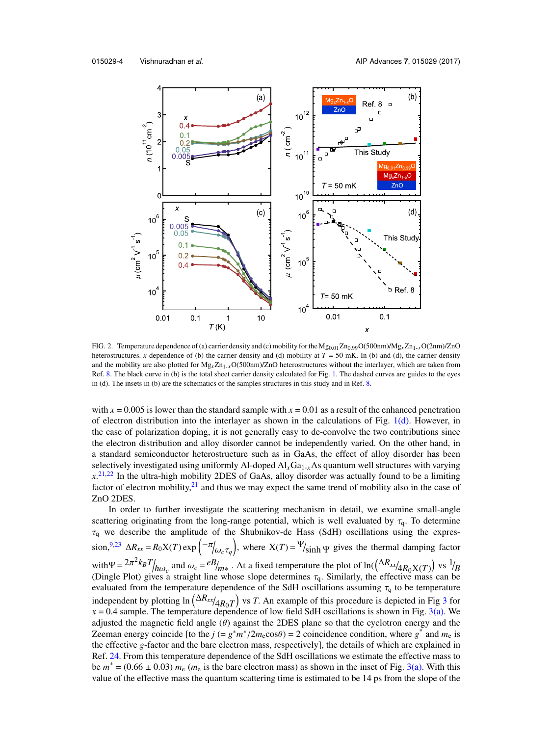FIG. 2. Temperature dependence of (a) carrier density and (c) mobility for the $Mg_{0.01}Zn_{0.99}O$(500nm)/$Mg_xZn_{1-x}O$(2nm)/ZnO heterostructures. $x$ dependence of (b) the carrier density and (d) mobility at $T$ = 50 mK. In (b) and (d), the carrier density and the mobility are also plotted for $Mg_xZn_{1-x}O$(500nm)/ZnO heterostructures without the interlayer, which are taken from Ref. 8. The black curve in (b) is the total sheet carrier density calculated for Fig. 1. The dashed curves are guides to the eyes in (d). The insets in (b) are the schematics of the samples structures in this study and in Ref. 8.

with $x$ = 0.005 is lower than the standard sample with $x$ = 0.01 as a result of the enhanced penetration of electron distribution into the interlayer as shown in the calculations of Fig. 1(d). However, in the case of polarization doping, it is not generally easy to de-convolve the two contributions since the electron distribution and alloy disorder cannot be independently varied. On the other hand, in a standard semiconductor heterostructure such as in GaAs, the effect of alloy disorder has been selectively investigated using uniformly Al-doped $Al_xGa_{1-x}As$ quantum well structures with varying $x$.[21,22] In the ultra-high mobility 2DES of GaAs, alloy disorder was actually found to be a limiting factor of electron mobility,[21] and thus we may expect the same trend of mobility also in the case of ZnO 2DES.

In order to further investigate the scattering mechanism in detail, we examine small-angle scattering originating from the long-range potential, which is well evaluated by $\tau_q$. To determine $\tau_q$ we describe the amplitude of the Shubnikov-de Hass (SdH) oscillations using the expression,[9,23] $\Delta R_{xx} = R_0 X(T)\exp\left(-\pi/\omega_c\tau_q\right)$, where $X(T) = \Psi/\sinh\Psi$ gives the thermal damping factor with $\Psi = 2\pi^2 k_B T/\hbar\omega_c$ and $\omega_c = eB/m*$. At a fixed temperature the plot of $\ln\left(\Delta R_{xx}/4R_0X(T)\right)$ vs $1/B$ (Dingle Plot) gives a straight line whose slope determines $\tau_q$. Similarly, the effective mass can be evaluated from the temperature dependence of the SdH oscillations assuming $\tau_q$ to be temperature independent by plotting $\ln\left(\Delta R_{xx}/4R_0T\right)$ vs $T$. An example of this procedure is depicted in Fig 3 for $x$ = 0.4 sample. The temperature dependence of low field SdH oscillations is shown in Fig. 3(a). We adjusted the magnetic field angle ($\theta$) against the 2DES plane so that the cyclotron energy and the Zeeman energy coincide [to the $j$ (= $g^*m^*/2m_e\cos\theta$) = 2 coincidence condition, where $g^*$ and $m_e$ is the effective $g$-factor and the bare electron mass, respectively], the details of which are explained in Ref. 24. From this temperature dependence of the SdH oscillations we estimate the effective mass to be $m^*$ = (0.66 ± 0.03) $m_e$ ($m_e$ is the bare electron mass) as shown in the inset of Fig. 3(a). With this value of the effective mass the quantum scattering time is estimated to be 14 ps from the slope of the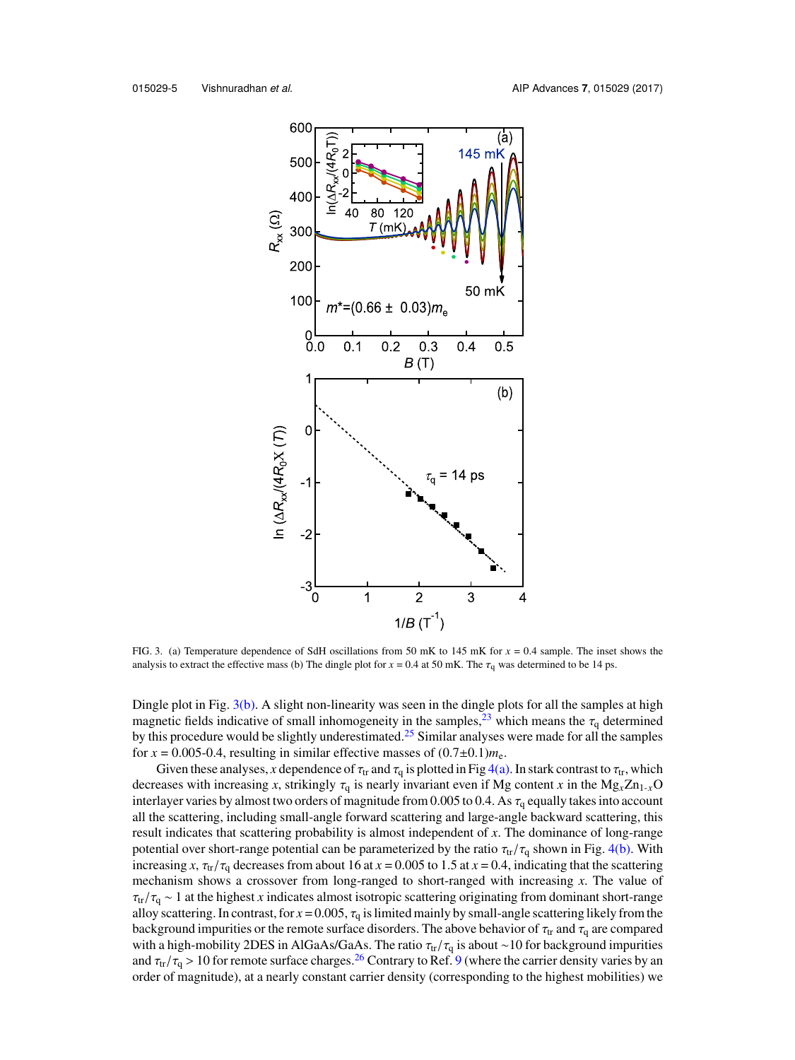FIG. 3. (a) Temperature dependence of SdH oscillations from 50 mK to 145 mK for $x = 0.4$ sample. The inset shows the analysis to extract the effective mass (b) The dingle plot for $x = 0.4$ at 50 mK. The $\tau_q$ was determined to be 14 ps.

Dingle plot in Fig. 3(b). A slight non-linearity was seen in the dingle plots for all the samples at high magnetic fields indicative of small inhomogeneity in the samples,[23] which means the $\tau_q$ determined by this procedure would be slightly underestimated.[25] Similar analyses were made for all the samples for $x = 0.005$-$0.4$, resulting in similar effective masses of $(0.7\pm0.1)m_e$.

Given these analyses, $x$ dependence of $\tau_{tr}$ and $\tau_q$ is plotted in Fig 4(a). In stark contrast to $\tau_{tr}$, which decreases with increasing $x$, strikingly $\tau_q$ is nearly invariant even if Mg content $x$ in the $Mg_xZn_{1-x}O$ interlayer varies by almost two orders of magnitude from 0.005 to 0.4. As $\tau_q$ equally takes into account all the scattering, including small-angle forward scattering and large-angle backward scattering, this result indicates that scattering probability is almost independent of $x$. The dominance of long-range potential over short-range potential can be parameterized by the ratio $\tau_{tr}/\tau_q$ shown in Fig. 4(b). With increasing $x$, $\tau_{tr}/\tau_q$ decreases from about 16 at $x = 0.005$ to 1.5 at $x = 0.4$, indicating that the scattering mechanism shows a crossover from long-ranged to short-ranged with increasing $x$. The value of $\tau_{tr}/\tau_q \sim 1$ at the highest $x$ indicates almost isotropic scattering originating from dominant short-range alloy scattering. In contrast, for $x = 0.005$, $\tau_q$ is limited mainly by small-angle scattering likely from the background impurities or the remote surface disorders. The above behavior of $\tau_{tr}$ and $\tau_q$ are compared with a high-mobility 2DES in AlGaAs/GaAs. The ratio $\tau_{tr}/\tau_q$ is about ~10 for background impurities and $\tau_{tr}/\tau_q > 10$ for remote surface charges.[26] Contrary to Ref. 9 (where the carrier density varies by an order of magnitude), at a nearly constant carrier density (corresponding to the highest mobilities) we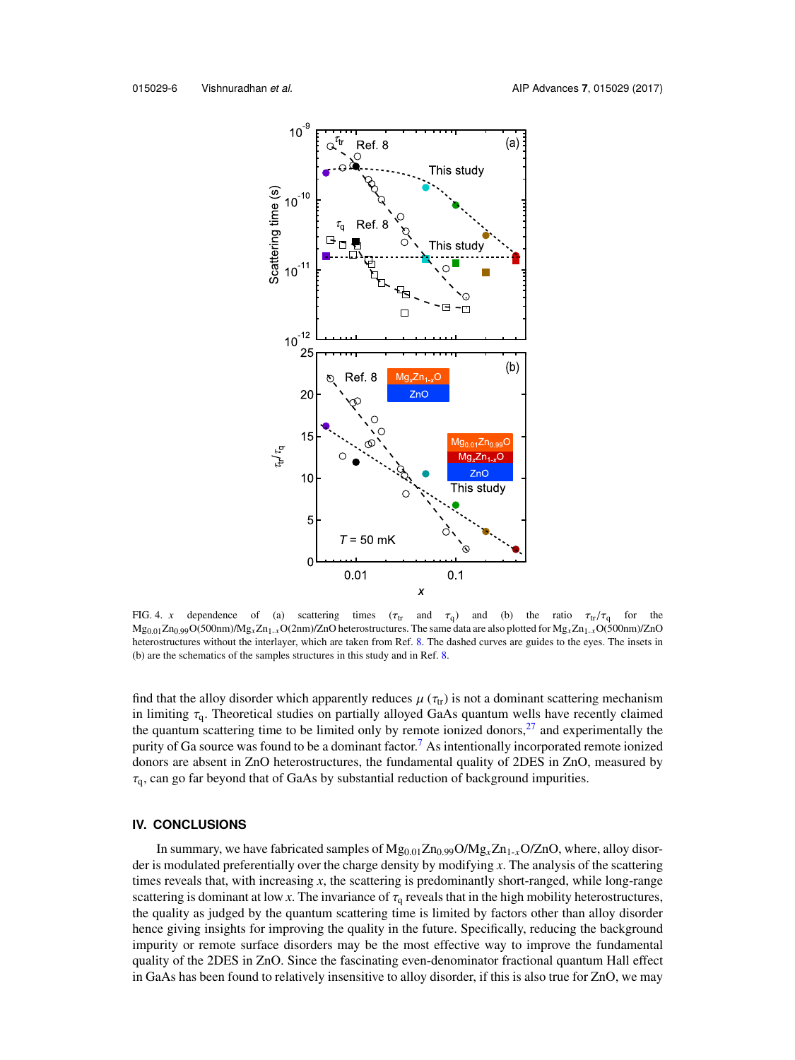FIG. 4. $x$ dependence of (a) scattering times ($\tau_{tr}$ and $\tau_q$) and (b) the ratio $\tau_{tr}/\tau_q$ for the $Mg_{0.01}Zn_{0.99}O$(500nm)/$Mg_xZn_{1-x}O$(2nm)/ZnO heterostructures. The same data are also plotted for $Mg_xZn_{1-x}O$(500nm)/ZnO heterostructures without the interlayer, which are taken from Ref. 8. The dashed curves are guides to the eyes. The insets in (b) are the schematics of the samples structures in this study and in Ref. 8.

find that the alloy disorder which apparently reduces $\mu$ ($\tau_{tr}$) is not a dominant scattering mechanism in limiting $\tau_q$. Theoretical studies on partially alloyed GaAs quantum wells have recently claimed the quantum scattering time to be limited only by remote ionized donors,[27] and experimentally the purity of Ga source was found to be a dominant factor.[7] As intentionally incorporated remote ionized donors are absent in ZnO heterostructures, the fundamental quality of 2DES in ZnO, measured by $\tau_q$, can go far beyond that of GaAs by substantial reduction of background impurities.

## IV. CONCLUSIONS

In summary, we have fabricated samples of $Mg_{0.01}Zn_{0.99}O$/$Mg_xZn_{1-x}O$/ZnO, where, alloy disorder is modulated preferentially over the charge density by modifying $x$. The analysis of the scattering times reveals that, with increasing $x$, the scattering is predominantly short-ranged, while long-range scattering is dominant at low $x$. The invariance of $\tau_q$ reveals that in the high mobility heterostructures, the quality as judged by the quantum scattering time is limited by factors other than alloy disorder hence giving insights for improving the quality in the future. Specifically, reducing the background impurity or remote surface disorders may be the most effective way to improve the fundamental quality of the 2DES in ZnO. Since the fascinating even-denominator fractional quantum Hall effect in GaAs has been found to relatively insensitive to alloy disorder, if this is also true for ZnO, we may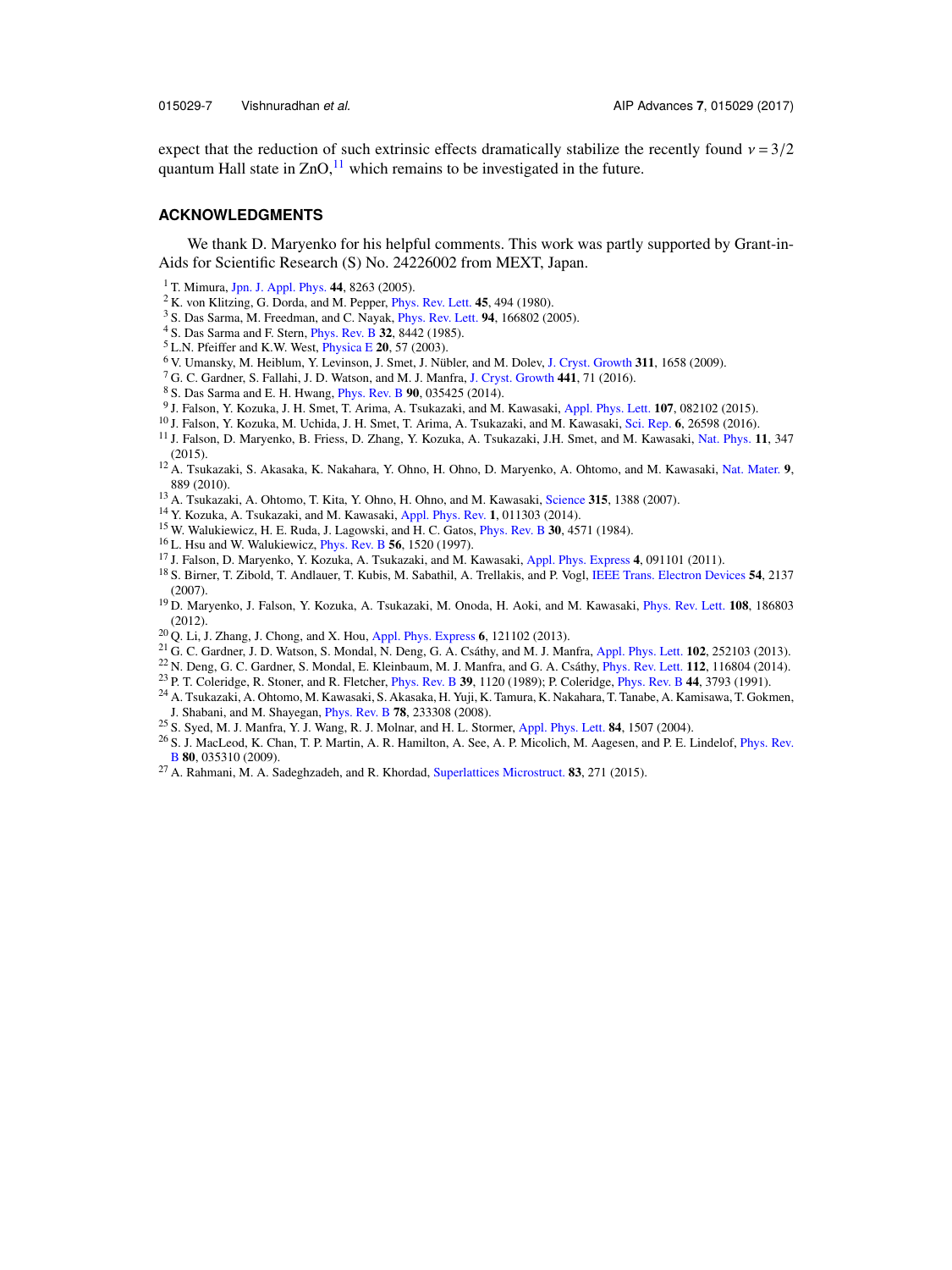expect that the reduction of such extrinsic effects dramatically stabilize the recently found $\nu = 3/2$ quantum Hall state in ZnO,[11] which remains to be investigated in the future.

## ACKNOWLEDGMENTS

We thank D. Maryenko for his helpful comments. This work was partly supported by Grant-in-Aids for Scientific Research (S) No. 24226002 from MEXT, Japan.

[1] T. Mimura, Jpn. J. Appl. Phys. **44**, 8263 (2005).
[2] K. von Klitzing, G. Dorda, and M. Pepper, Phys. Rev. Lett. **45**, 494 (1980).
[3] S. Das Sarma, M. Freedman, and C. Nayak, Phys. Rev. Lett. **94**, 166802 (2005).
[4] S. Das Sarma and F. Stern, Phys. Rev. B **32**, 8442 (1985).
[5] L.N. Pfeiffer and K.W. West, Physica E **20**, 57 (2003).
[6] V. Umansky, M. Heiblum, Y. Levinson, J. Smet, J. Nübler, and M. Dolev, J. Cryst. Growth **311**, 1658 (2009).
[7] G. C. Gardner, S. Fallahi, J. D. Watson, and M. J. Manfra, J. Cryst. Growth **441**, 71 (2016).
[8] S. Das Sarma and E. H. Hwang, Phys. Rev. B **90**, 035425 (2014).
[9] J. Falson, Y. Kozuka, J. H. Smet, T. Arima, A. Tsukazaki, and M. Kawasaki, Appl. Phys. Lett. **107**, 082102 (2015).
[10] J. Falson, Y. Kozuka, M. Uchida, J. H. Smet, T. Arima, A. Tsukazaki, and M. Kawasaki, Sci. Rep. **6**, 26598 (2016).
[11] J. Falson, D. Maryenko, B. Friess, D. Zhang, Y. Kozuka, A. Tsukazaki, J.H. Smet, and M. Kawasaki, Nat. Phys. **11**, 347 (2015).
[12] A. Tsukazaki, S. Akasaka, K. Nakahara, Y. Ohno, H. Ohno, D. Maryenko, A. Ohtomo, and M. Kawasaki, Nat. Mater. **9**, 889 (2010).
[13] A. Tsukazaki, A. Ohtomo, T. Kita, Y. Ohno, H. Ohno, and M. Kawasaki, Science **315**, 1388 (2007).
[14] Y. Kozuka, A. Tsukazaki, and M. Kawasaki, Appl. Phys. Rev. **1**, 011303 (2014).
[15] W. Walukiewicz, H. E. Ruda, J. Lagowski, and H. C. Gatos, Phys. Rev. B **30**, 4571 (1984).
[16] L. Hsu and W. Walukiewicz, Phys. Rev. B **56**, 1520 (1997).
[17] J. Falson, D. Maryenko, Y. Kozuka, A. Tsukazaki, and M. Kawasaki, Appl. Phys. Express **4**, 091101 (2011).
[18] S. Birner, T. Zibold, T. Andlauer, T. Kubis, M. Sabathil, A. Trellakis, and P. Vogl, IEEE Trans. Electron Devices **54**, 2137 (2007).
[19] D. Maryenko, J. Falson, Y. Kozuka, A. Tsukazaki, M. Onoda, H. Aoki, and M. Kawasaki, Phys. Rev. Lett. **108**, 186803 (2012).
[20] Q. Li, J. Zhang, J. Chong, and X. Hou, Appl. Phys. Express **6**, 121102 (2013).
[21] G. C. Gardner, J. D. Watson, S. Mondal, N. Deng, G. A. Csáthy, and M. J. Manfra, Appl. Phys. Lett. **102**, 252103 (2013).
[22] N. Deng, G. C. Gardner, S. Mondal, E. Kleinbaum, M. J. Manfra, and G. A. Csáthy, Phys. Rev. Lett. **112**, 116804 (2014).
[23] P. T. Coleridge, R. Stoner, and R. Fletcher, Phys. Rev. B **39**, 1120 (1989); P. Coleridge, Phys. Rev. B **44**, 3793 (1991).
[24] A. Tsukazaki, A. Ohtomo, M. Kawasaki, S. Akasaka, H. Yuji, K. Tamura, K. Nakahara, T. Tanabe, A. Kamisawa, T. Gokmen, J. Shabani, and M. Shayegan, Phys. Rev. B **78**, 233308 (2008).
[25] S. Syed, M. J. Manfra, Y. J. Wang, R. J. Molnar, and H. L. Stormer, Appl. Phys. Lett. **84**, 1507 (2004).
[26] S. J. MacLeod, K. Chan, T. P. Martin, A. R. Hamilton, A. See, A. P. Micolich, M. Aagesen, and P. E. Lindelof, Phys. Rev. B **80**, 035310 (2009).
[27] A. Rahmani, M. A. Sadeghzadeh, and R. Khordad, Superlattices Microstruct. **83**, 271 (2015).